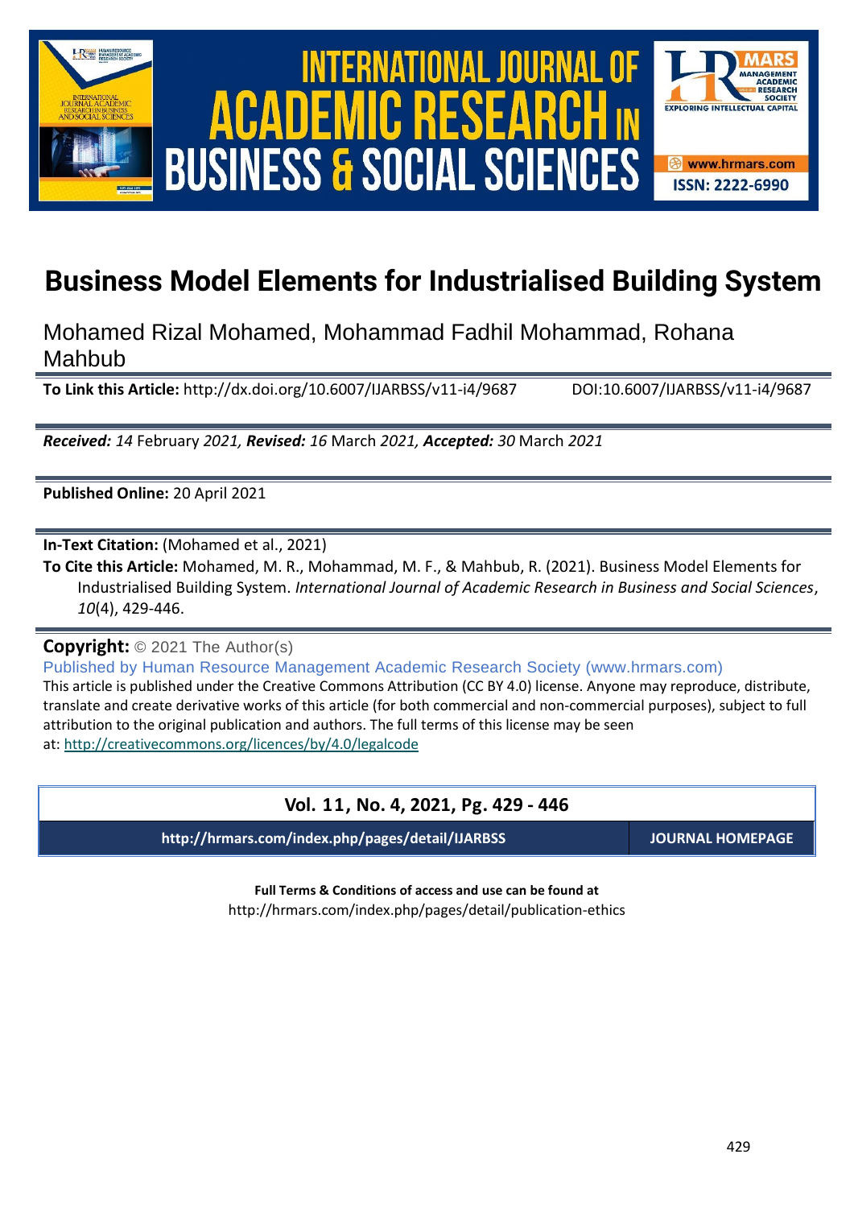# Business Model Elements for Industrialised Building System

Mohamed Rizal Mohamed, Mohammad Fadhil Mohammad, Rohana Mahbub

**To Link this Article:** http://dx.doi.org/10.6007/IJARBSS/v11-i4/9687 DOI:10.6007/IJARBSS/v11-i4/9687

***Received:*** *14* February *2021,* ***Revised:*** *16* March *2021,* ***Accepted:*** *30* March *2021*

**Published Online:** 20 April 2021

**In-Text Citation:** (Mohamed et al., 2021)

**To Cite this Article:** Mohamed, M. R., Mohammad, M. F., & Mahbub, R. (2021). Business Model Elements for Industrialised Building System. *International Journal of Academic Research in Business and Social Sciences*, *10*(4), 429-446.

**Copyright:** © 2021 The Author(s)

Published by Human Resource Management Academic Research Society (www.hrmars.com)

This article is published under the Creative Commons Attribution (CC BY 4.0) license. Anyone may reproduce, distribute, translate and create derivative works of this article (for both commercial and non-commercial purposes), subject to full attribution to the original publication and authors. The full terms of this license may be seen at: http://creativecommons.org/licences/by/4.0/legalcode

**Vol. 11, No. 4, 2021, Pg. 429 - 446**

**http://hrmars.com/index.php/pages/detail/IJARBSS** **JOURNAL HOMEPAGE**

**Full Terms & Conditions of access and use can be found at**
http://hrmars.com/index.php/pages/detail/publication-ethics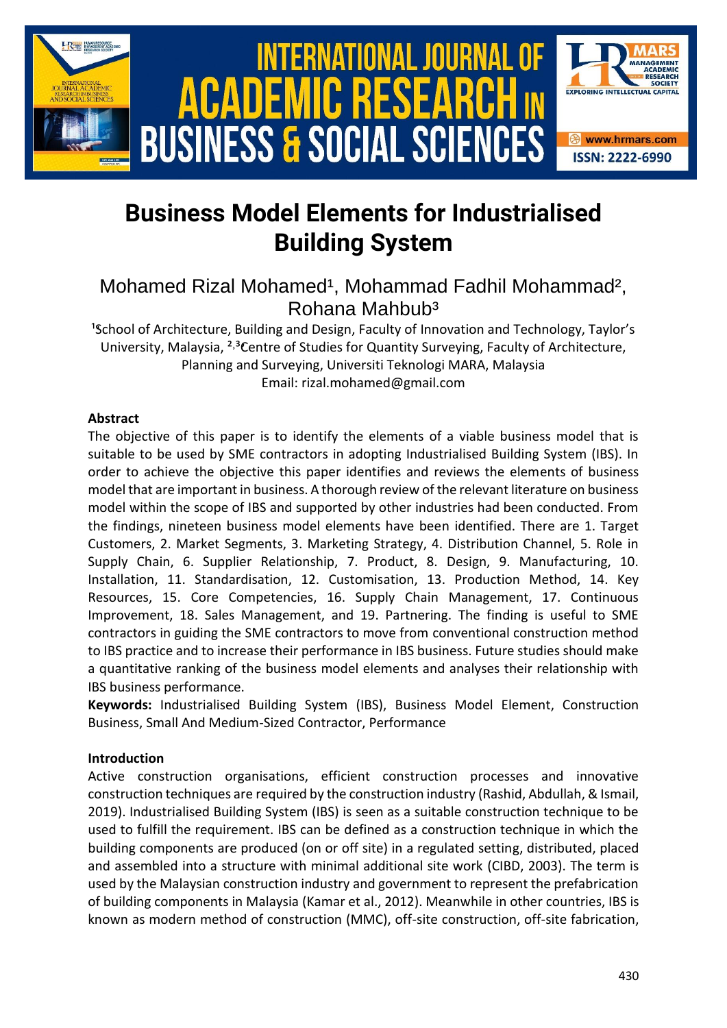# Business Model Elements for Industrialised Building System

Mohamed Rizal Mohamed[1], Mohammad Fadhil Mohammad[2], Rohana Mahbub[3]

[1]School of Architecture, Building and Design, Faculty of Innovation and Technology, Taylor's University, Malaysia, [2,3]Centre of Studies for Quantity Surveying, Faculty of Architecture, Planning and Surveying, Universiti Teknologi MARA, Malaysia
Email: rizal.mohamed@gmail.com

**Abstract**

The objective of this paper is to identify the elements of a viable business model that is suitable to be used by SME contractors in adopting Industrialised Building System (IBS). In order to achieve the objective this paper identifies and reviews the elements of business model that are important in business. A thorough review of the relevant literature on business model within the scope of IBS and supported by other industries had been conducted. From the findings, nineteen business model elements have been identified. There are 1. Target Customers, 2. Market Segments, 3. Marketing Strategy, 4. Distribution Channel, 5. Role in Supply Chain, 6. Supplier Relationship, 7. Product, 8. Design, 9. Manufacturing, 10. Installation, 11. Standardisation, 12. Customisation, 13. Production Method, 14. Key Resources, 15. Core Competencies, 16. Supply Chain Management, 17. Continuous Improvement, 18. Sales Management, and 19. Partnering. The finding is useful to SME contractors in guiding the SME contractors to move from conventional construction method to IBS practice and to increase their performance in IBS business. Future studies should make a quantitative ranking of the business model elements and analyses their relationship with IBS business performance.

**Keywords:** Industrialised Building System (IBS), Business Model Element, Construction Business, Small And Medium-Sized Contractor, Performance

**Introduction**

Active construction organisations, efficient construction processes and innovative construction techniques are required by the construction industry (Rashid, Abdullah, & Ismail, 2019). Industrialised Building System (IBS) is seen as a suitable construction technique to be used to fulfill the requirement. IBS can be defined as a construction technique in which the building components are produced (on or off site) in a regulated setting, distributed, placed and assembled into a structure with minimal additional site work (CIBD, 2003). The term is used by the Malaysian construction industry and government to represent the prefabrication of building components in Malaysia (Kamar et al., 2012). Meanwhile in other countries, IBS is known as modern method of construction (MMC), off-site construction, off-site fabrication,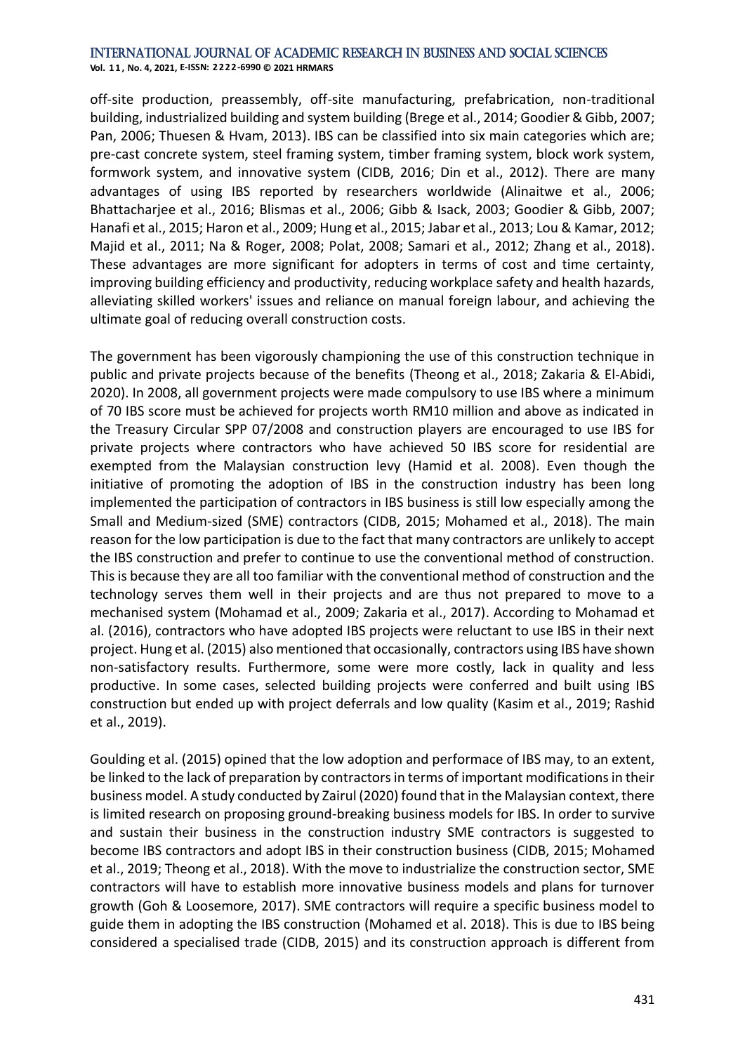off-site production, preassembly, off-site manufacturing, prefabrication, non-traditional building, industrialized building and system building (Brege et al., 2014; Goodier & Gibb, 2007; Pan, 2006; Thuesen & Hvam, 2013). IBS can be classified into six main categories which are; pre-cast concrete system, steel framing system, timber framing system, block work system, formwork system, and innovative system (CIDB, 2016; Din et al., 2012). There are many advantages of using IBS reported by researchers worldwide (Alinaitwe et al., 2006; Bhattacharjee et al., 2016; Blismas et al., 2006; Gibb & Isack, 2003; Goodier & Gibb, 2007; Hanafi et al., 2015; Haron et al., 2009; Hung et al., 2015; Jabar et al., 2013; Lou & Kamar, 2012; Majid et al., 2011; Na & Roger, 2008; Polat, 2008; Samari et al., 2012; Zhang et al., 2018). These advantages are more significant for adopters in terms of cost and time certainty, improving building efficiency and productivity, reducing workplace safety and health hazards, alleviating skilled workers' issues and reliance on manual foreign labour, and achieving the ultimate goal of reducing overall construction costs.

The government has been vigorously championing the use of this construction technique in public and private projects because of the benefits (Theong et al., 2018; Zakaria & El-Abidi, 2020). In 2008, all government projects were made compulsory to use IBS where a minimum of 70 IBS score must be achieved for projects worth RM10 million and above as indicated in the Treasury Circular SPP 07/2008 and construction players are encouraged to use IBS for private projects where contractors who have achieved 50 IBS score for residential are exempted from the Malaysian construction levy (Hamid et al. 2008). Even though the initiative of promoting the adoption of IBS in the construction industry has been long implemented the participation of contractors in IBS business is still low especially among the Small and Medium-sized (SME) contractors (CIDB, 2015; Mohamed et al., 2018). The main reason for the low participation is due to the fact that many contractors are unlikely to accept the IBS construction and prefer to continue to use the conventional method of construction. This is because they are all too familiar with the conventional method of construction and the technology serves them well in their projects and are thus not prepared to move to a mechanised system (Mohamad et al., 2009; Zakaria et al., 2017). According to Mohamad et al. (2016), contractors who have adopted IBS projects were reluctant to use IBS in their next project. Hung et al. (2015) also mentioned that occasionally, contractors using IBS have shown non-satisfactory results. Furthermore, some were more costly, lack in quality and less productive. In some cases, selected building projects were conferred and built using IBS construction but ended up with project deferrals and low quality (Kasim et al., 2019; Rashid et al., 2019).

Goulding et al. (2015) opined that the low adoption and performace of IBS may, to an extent, be linked to the lack of preparation by contractors in terms of important modifications in their business model. A study conducted by Zairul (2020) found that in the Malaysian context, there is limited research on proposing ground-breaking business models for IBS. In order to survive and sustain their business in the construction industry SME contractors is suggested to become IBS contractors and adopt IBS in their construction business (CIDB, 2015; Mohamed et al., 2019; Theong et al., 2018). With the move to industrialize the construction sector, SME contractors will have to establish more innovative business models and plans for turnover growth (Goh & Loosemore, 2017). SME contractors will require a specific business model to guide them in adopting the IBS construction (Mohamed et al. 2018). This is due to IBS being considered a specialised trade (CIDB, 2015) and its construction approach is different from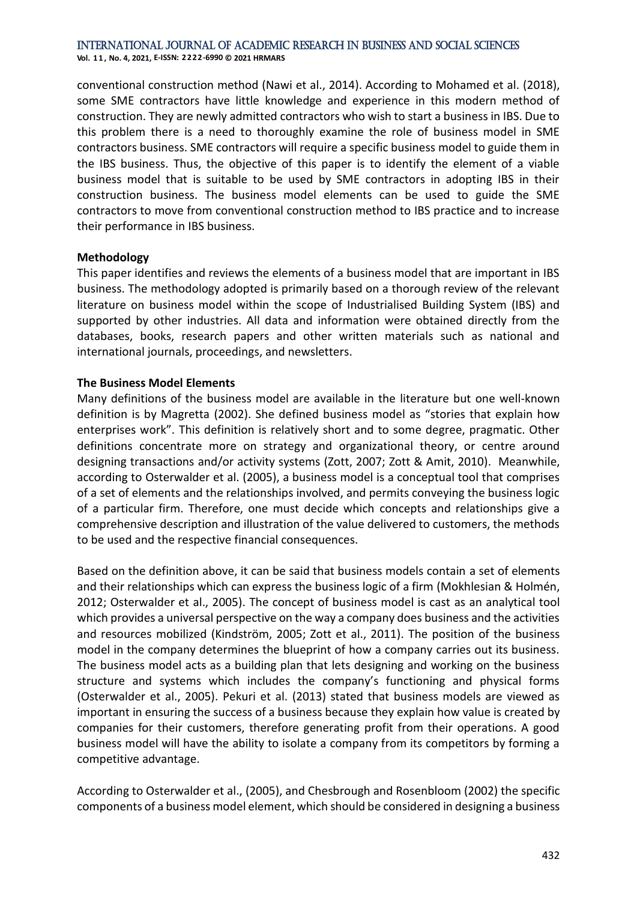conventional construction method (Nawi et al., 2014). According to Mohamed et al. (2018), some SME contractors have little knowledge and experience in this modern method of construction. They are newly admitted contractors who wish to start a business in IBS. Due to this problem there is a need to thoroughly examine the role of business model in SME contractors business. SME contractors will require a specific business model to guide them in the IBS business. Thus, the objective of this paper is to identify the element of a viable business model that is suitable to be used by SME contractors in adopting IBS in their construction business. The business model elements can be used to guide the SME contractors to move from conventional construction method to IBS practice and to increase their performance in IBS business.

**Methodology**

This paper identifies and reviews the elements of a business model that are important in IBS business. The methodology adopted is primarily based on a thorough review of the relevant literature on business model within the scope of Industrialised Building System (IBS) and supported by other industries. All data and information were obtained directly from the databases, books, research papers and other written materials such as national and international journals, proceedings, and newsletters.

**The Business Model Elements**

Many definitions of the business model are available in the literature but one well-known definition is by Magretta (2002). She defined business model as "stories that explain how enterprises work". This definition is relatively short and to some degree, pragmatic. Other definitions concentrate more on strategy and organizational theory, or centre around designing transactions and/or activity systems (Zott, 2007; Zott & Amit, 2010). Meanwhile, according to Osterwalder et al. (2005), a business model is a conceptual tool that comprises of a set of elements and the relationships involved, and permits conveying the business logic of a particular firm. Therefore, one must decide which concepts and relationships give a comprehensive description and illustration of the value delivered to customers, the methods to be used and the respective financial consequences.

Based on the definition above, it can be said that business models contain a set of elements and their relationships which can express the business logic of a firm (Mokhlesian & Holmén, 2012; Osterwalder et al., 2005). The concept of business model is cast as an analytical tool which provides a universal perspective on the way a company does business and the activities and resources mobilized (Kindström, 2005; Zott et al., 2011). The position of the business model in the company determines the blueprint of how a company carries out its business. The business model acts as a building plan that lets designing and working on the business structure and systems which includes the company's functioning and physical forms (Osterwalder et al., 2005). Pekuri et al. (2013) stated that business models are viewed as important in ensuring the success of a business because they explain how value is created by companies for their customers, therefore generating profit from their operations. A good business model will have the ability to isolate a company from its competitors by forming a competitive advantage.

According to Osterwalder et al., (2005), and Chesbrough and Rosenbloom (2002) the specific components of a business model element, which should be considered in designing a business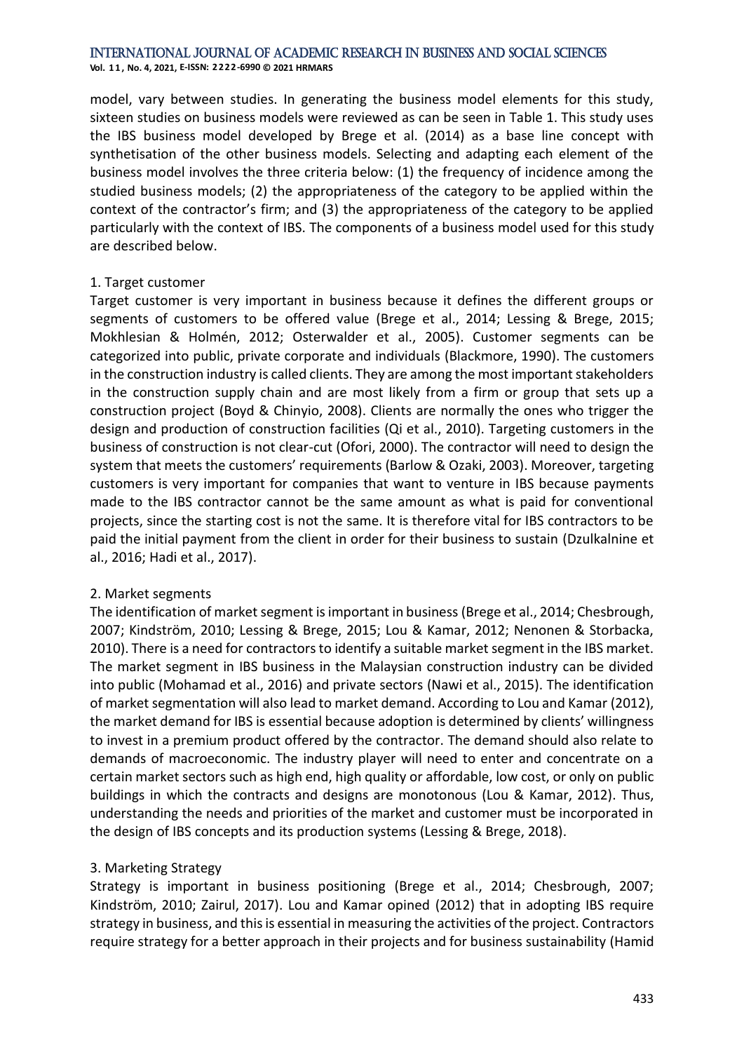model, vary between studies. In generating the business model elements for this study, sixteen studies on business models were reviewed as can be seen in Table 1. This study uses the IBS business model developed by Brege et al. (2014) as a base line concept with synthetisation of the other business models. Selecting and adapting each element of the business model involves the three criteria below: (1) the frequency of incidence among the studied business models; (2) the appropriateness of the category to be applied within the context of the contractor's firm; and (3) the appropriateness of the category to be applied particularly with the context of IBS. The components of a business model used for this study are described below.

1. Target customer

Target customer is very important in business because it defines the different groups or segments of customers to be offered value (Brege et al., 2014; Lessing & Brege, 2015; Mokhlesian & Holmén, 2012; Osterwalder et al., 2005). Customer segments can be categorized into public, private corporate and individuals (Blackmore, 1990). The customers in the construction industry is called clients. They are among the most important stakeholders in the construction supply chain and are most likely from a firm or group that sets up a construction project (Boyd & Chinyio, 2008). Clients are normally the ones who trigger the design and production of construction facilities (Qi et al., 2010). Targeting customers in the business of construction is not clear-cut (Ofori, 2000). The contractor will need to design the system that meets the customers' requirements (Barlow & Ozaki, 2003). Moreover, targeting customers is very important for companies that want to venture in IBS because payments made to the IBS contractor cannot be the same amount as what is paid for conventional projects, since the starting cost is not the same. It is therefore vital for IBS contractors to be paid the initial payment from the client in order for their business to sustain (Dzulkalnine et al., 2016; Hadi et al., 2017).

2. Market segments

The identification of market segment is important in business (Brege et al., 2014; Chesbrough, 2007; Kindström, 2010; Lessing & Brege, 2015; Lou & Kamar, 2012; Nenonen & Storbacka, 2010). There is a need for contractors to identify a suitable market segment in the IBS market. The market segment in IBS business in the Malaysian construction industry can be divided into public (Mohamad et al., 2016) and private sectors (Nawi et al., 2015). The identification of market segmentation will also lead to market demand. According to Lou and Kamar (2012), the market demand for IBS is essential because adoption is determined by clients' willingness to invest in a premium product offered by the contractor. The demand should also relate to demands of macroeconomic. The industry player will need to enter and concentrate on a certain market sectors such as high end, high quality or affordable, low cost, or only on public buildings in which the contracts and designs are monotonous (Lou & Kamar, 2012). Thus, understanding the needs and priorities of the market and customer must be incorporated in the design of IBS concepts and its production systems (Lessing & Brege, 2018).

3. Marketing Strategy

Strategy is important in business positioning (Brege et al., 2014; Chesbrough, 2007; Kindström, 2010; Zairul, 2017). Lou and Kamar opined (2012) that in adopting IBS require strategy in business, and this is essential in measuring the activities of the project. Contractors require strategy for a better approach in their projects and for business sustainability (Hamid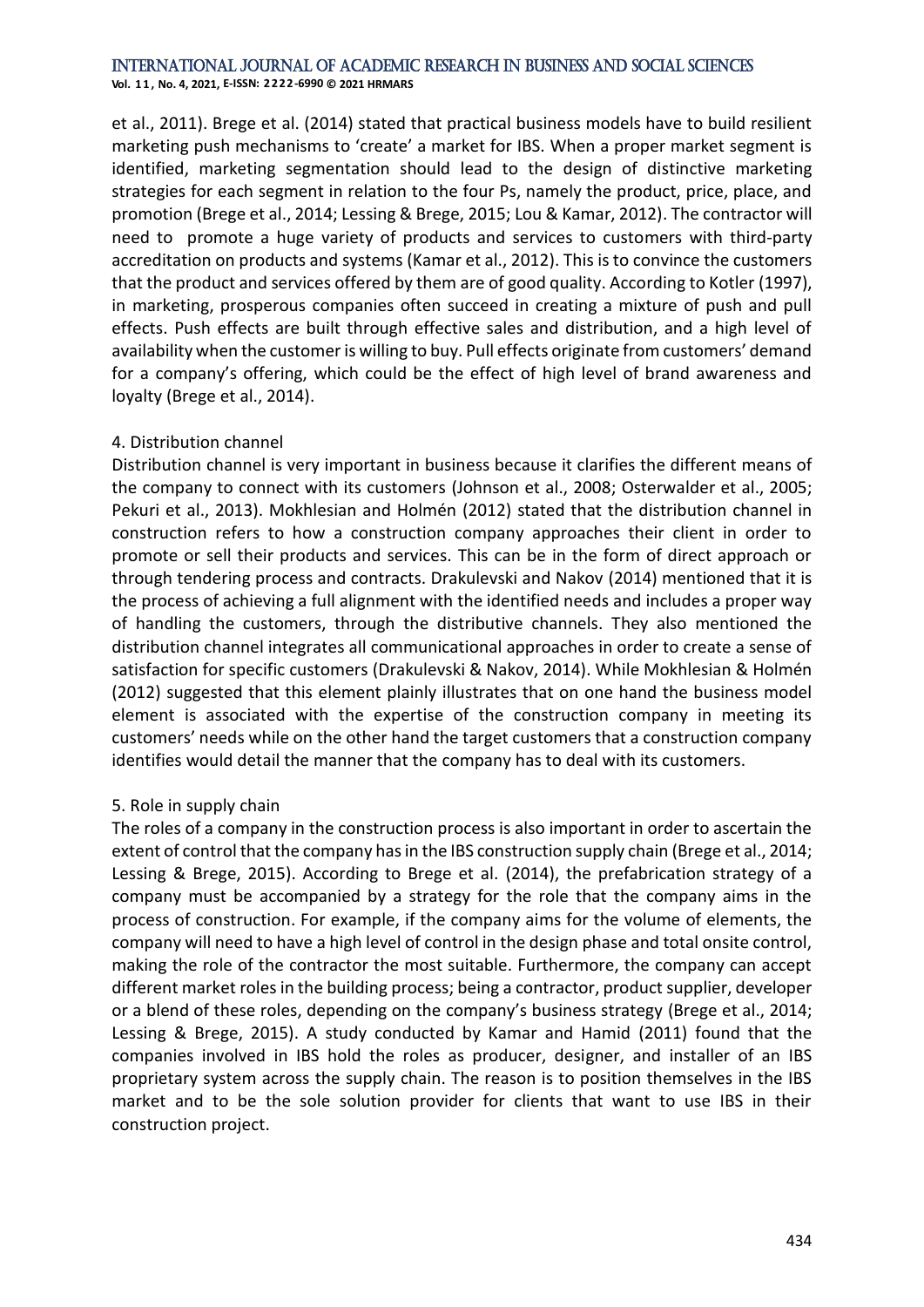et al., 2011). Brege et al. (2014) stated that practical business models have to build resilient marketing push mechanisms to 'create' a market for IBS. When a proper market segment is identified, marketing segmentation should lead to the design of distinctive marketing strategies for each segment in relation to the four Ps, namely the product, price, place, and promotion (Brege et al., 2014; Lessing & Brege, 2015; Lou & Kamar, 2012). The contractor will need to promote a huge variety of products and services to customers with third-party accreditation on products and systems (Kamar et al., 2012). This is to convince the customers that the product and services offered by them are of good quality. According to Kotler (1997), in marketing, prosperous companies often succeed in creating a mixture of push and pull effects. Push effects are built through effective sales and distribution, and a high level of availability when the customer is willing to buy. Pull effects originate from customers' demand for a company's offering, which could be the effect of high level of brand awareness and loyalty (Brege et al., 2014).

4. Distribution channel

Distribution channel is very important in business because it clarifies the different means of the company to connect with its customers (Johnson et al., 2008; Osterwalder et al., 2005; Pekuri et al., 2013). Mokhlesian and Holmén (2012) stated that the distribution channel in construction refers to how a construction company approaches their client in order to promote or sell their products and services. This can be in the form of direct approach or through tendering process and contracts. Drakulevski and Nakov (2014) mentioned that it is the process of achieving a full alignment with the identified needs and includes a proper way of handling the customers, through the distributive channels. They also mentioned the distribution channel integrates all communicational approaches in order to create a sense of satisfaction for specific customers (Drakulevski & Nakov, 2014). While Mokhlesian & Holmén (2012) suggested that this element plainly illustrates that on one hand the business model element is associated with the expertise of the construction company in meeting its customers' needs while on the other hand the target customers that a construction company identifies would detail the manner that the company has to deal with its customers.

5. Role in supply chain

The roles of a company in the construction process is also important in order to ascertain the extent of control that the company has in the IBS construction supply chain (Brege et al., 2014; Lessing & Brege, 2015). According to Brege et al. (2014), the prefabrication strategy of a company must be accompanied by a strategy for the role that the company aims in the process of construction. For example, if the company aims for the volume of elements, the company will need to have a high level of control in the design phase and total onsite control, making the role of the contractor the most suitable. Furthermore, the company can accept different market roles in the building process; being a contractor, product supplier, developer or a blend of these roles, depending on the company's business strategy (Brege et al., 2014; Lessing & Brege, 2015). A study conducted by Kamar and Hamid (2011) found that the companies involved in IBS hold the roles as producer, designer, and installer of an IBS proprietary system across the supply chain. The reason is to position themselves in the IBS market and to be the sole solution provider for clients that want to use IBS in their construction project.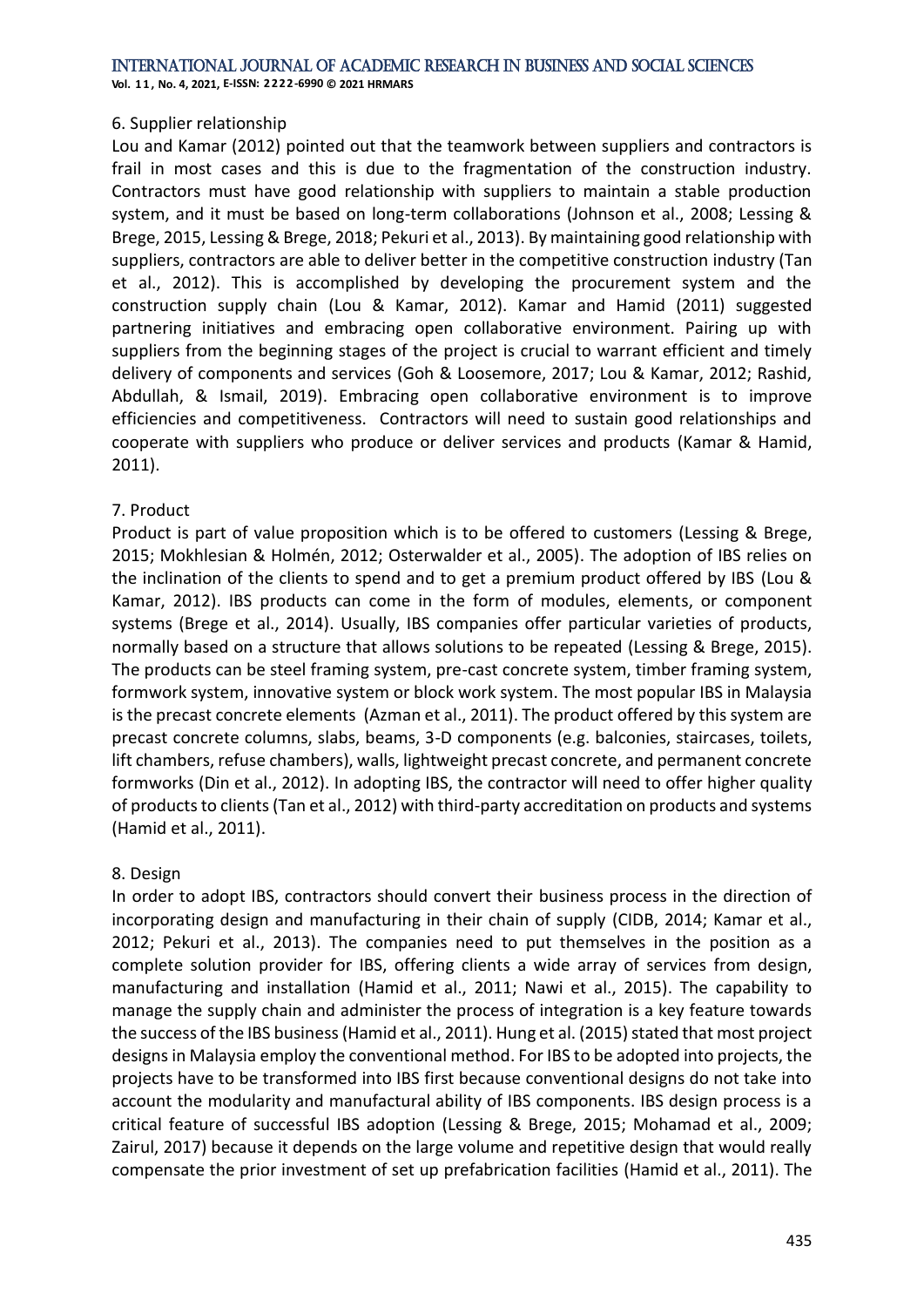### 6. Supplier relationship

Lou and Kamar (2012) pointed out that the teamwork between suppliers and contractors is frail in most cases and this is due to the fragmentation of the construction industry. Contractors must have good relationship with suppliers to maintain a stable production system, and it must be based on long-term collaborations (Johnson et al., 2008; Lessing & Brege, 2015, Lessing & Brege, 2018; Pekuri et al., 2013). By maintaining good relationship with suppliers, contractors are able to deliver better in the competitive construction industry (Tan et al., 2012). This is accomplished by developing the procurement system and the construction supply chain (Lou & Kamar, 2012). Kamar and Hamid (2011) suggested partnering initiatives and embracing open collaborative environment. Pairing up with suppliers from the beginning stages of the project is crucial to warrant efficient and timely delivery of components and services (Goh & Loosemore, 2017; Lou & Kamar, 2012; Rashid, Abdullah, & Ismail, 2019). Embracing open collaborative environment is to improve efficiencies and competitiveness. Contractors will need to sustain good relationships and cooperate with suppliers who produce or deliver services and products (Kamar & Hamid, 2011).

### 7. Product

Product is part of value proposition which is to be offered to customers (Lessing & Brege, 2015; Mokhlesian & Holmén, 2012; Osterwalder et al., 2005). The adoption of IBS relies on the inclination of the clients to spend and to get a premium product offered by IBS (Lou & Kamar, 2012). IBS products can come in the form of modules, elements, or component systems (Brege et al., 2014). Usually, IBS companies offer particular varieties of products, normally based on a structure that allows solutions to be repeated (Lessing & Brege, 2015). The products can be steel framing system, pre-cast concrete system, timber framing system, formwork system, innovative system or block work system. The most popular IBS in Malaysia is the precast concrete elements (Azman et al., 2011). The product offered by this system are precast concrete columns, slabs, beams, 3-D components (e.g. balconies, staircases, toilets, lift chambers, refuse chambers), walls, lightweight precast concrete, and permanent concrete formworks (Din et al., 2012). In adopting IBS, the contractor will need to offer higher quality of products to clients (Tan et al., 2012) with third-party accreditation on products and systems (Hamid et al., 2011).

### 8. Design

In order to adopt IBS, contractors should convert their business process in the direction of incorporating design and manufacturing in their chain of supply (CIDB, 2014; Kamar et al., 2012; Pekuri et al., 2013). The companies need to put themselves in the position as a complete solution provider for IBS, offering clients a wide array of services from design, manufacturing and installation (Hamid et al., 2011; Nawi et al., 2015). The capability to manage the supply chain and administer the process of integration is a key feature towards the success of the IBS business (Hamid et al., 2011). Hung et al. (2015) stated that most project designs in Malaysia employ the conventional method. For IBS to be adopted into projects, the projects have to be transformed into IBS first because conventional designs do not take into account the modularity and manufactural ability of IBS components. IBS design process is a critical feature of successful IBS adoption (Lessing & Brege, 2015; Mohamad et al., 2009; Zairul, 2017) because it depends on the large volume and repetitive design that would really compensate the prior investment of set up prefabrication facilities (Hamid et al., 2011). The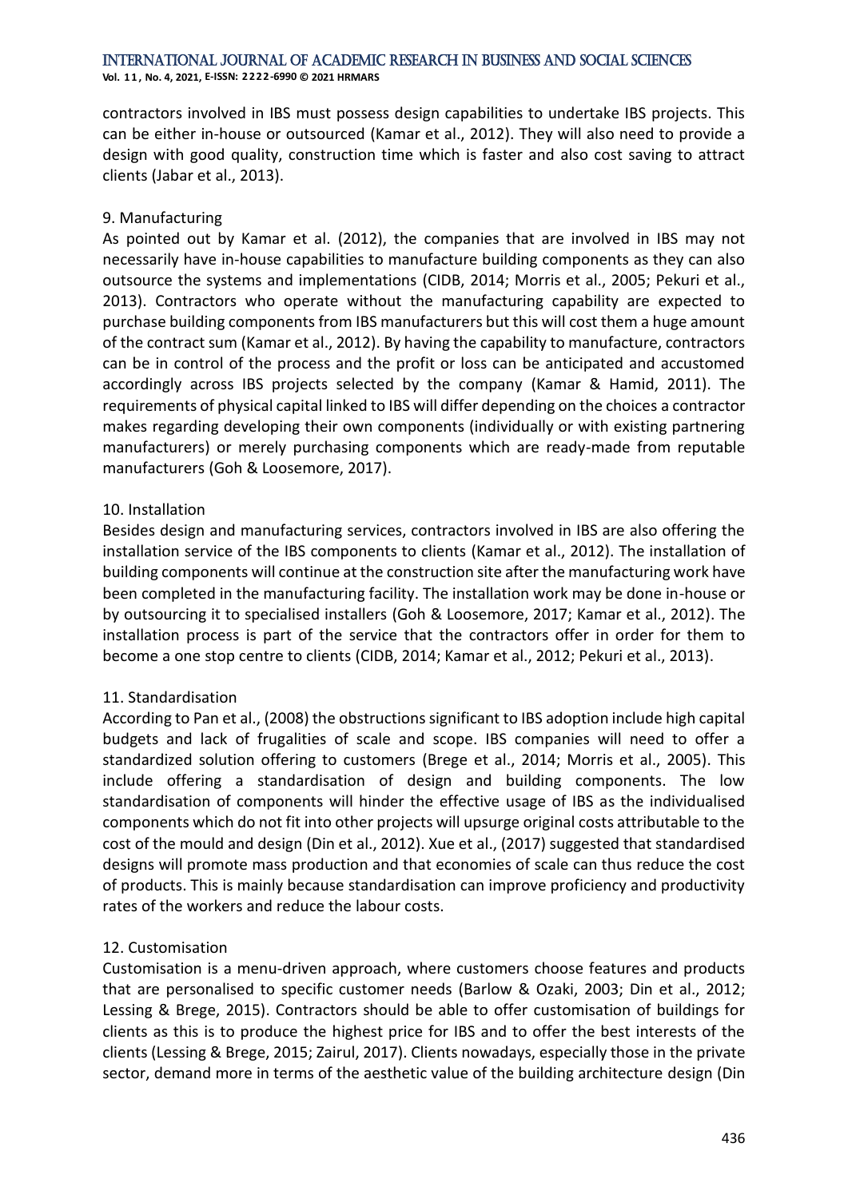contractors involved in IBS must possess design capabilities to undertake IBS projects. This can be either in-house or outsourced (Kamar et al., 2012). They will also need to provide a design with good quality, construction time which is faster and also cost saving to attract clients (Jabar et al., 2013).

9. Manufacturing

As pointed out by Kamar et al. (2012), the companies that are involved in IBS may not necessarily have in-house capabilities to manufacture building components as they can also outsource the systems and implementations (CIDB, 2014; Morris et al., 2005; Pekuri et al., 2013). Contractors who operate without the manufacturing capability are expected to purchase building components from IBS manufacturers but this will cost them a huge amount of the contract sum (Kamar et al., 2012). By having the capability to manufacture, contractors can be in control of the process and the profit or loss can be anticipated and accustomed accordingly across IBS projects selected by the company (Kamar & Hamid, 2011). The requirements of physical capital linked to IBS will differ depending on the choices a contractor makes regarding developing their own components (individually or with existing partnering manufacturers) or merely purchasing components which are ready-made from reputable manufacturers (Goh & Loosemore, 2017).

10. Installation

Besides design and manufacturing services, contractors involved in IBS are also offering the installation service of the IBS components to clients (Kamar et al., 2012). The installation of building components will continue at the construction site after the manufacturing work have been completed in the manufacturing facility. The installation work may be done in-house or by outsourcing it to specialised installers (Goh & Loosemore, 2017; Kamar et al., 2012). The installation process is part of the service that the contractors offer in order for them to become a one stop centre to clients (CIDB, 2014; Kamar et al., 2012; Pekuri et al., 2013).

11. Standardisation

According to Pan et al., (2008) the obstructions significant to IBS adoption include high capital budgets and lack of frugalities of scale and scope. IBS companies will need to offer a standardized solution offering to customers (Brege et al., 2014; Morris et al., 2005). This include offering a standardisation of design and building components. The low standardisation of components will hinder the effective usage of IBS as the individualised components which do not fit into other projects will upsurge original costs attributable to the cost of the mould and design (Din et al., 2012). Xue et al., (2017) suggested that standardised designs will promote mass production and that economies of scale can thus reduce the cost of products. This is mainly because standardisation can improve proficiency and productivity rates of the workers and reduce the labour costs.

12. Customisation

Customisation is a menu-driven approach, where customers choose features and products that are personalised to specific customer needs (Barlow & Ozaki, 2003; Din et al., 2012; Lessing & Brege, 2015). Contractors should be able to offer customisation of buildings for clients as this is to produce the highest price for IBS and to offer the best interests of the clients (Lessing & Brege, 2015; Zairul, 2017). Clients nowadays, especially those in the private sector, demand more in terms of the aesthetic value of the building architecture design (Din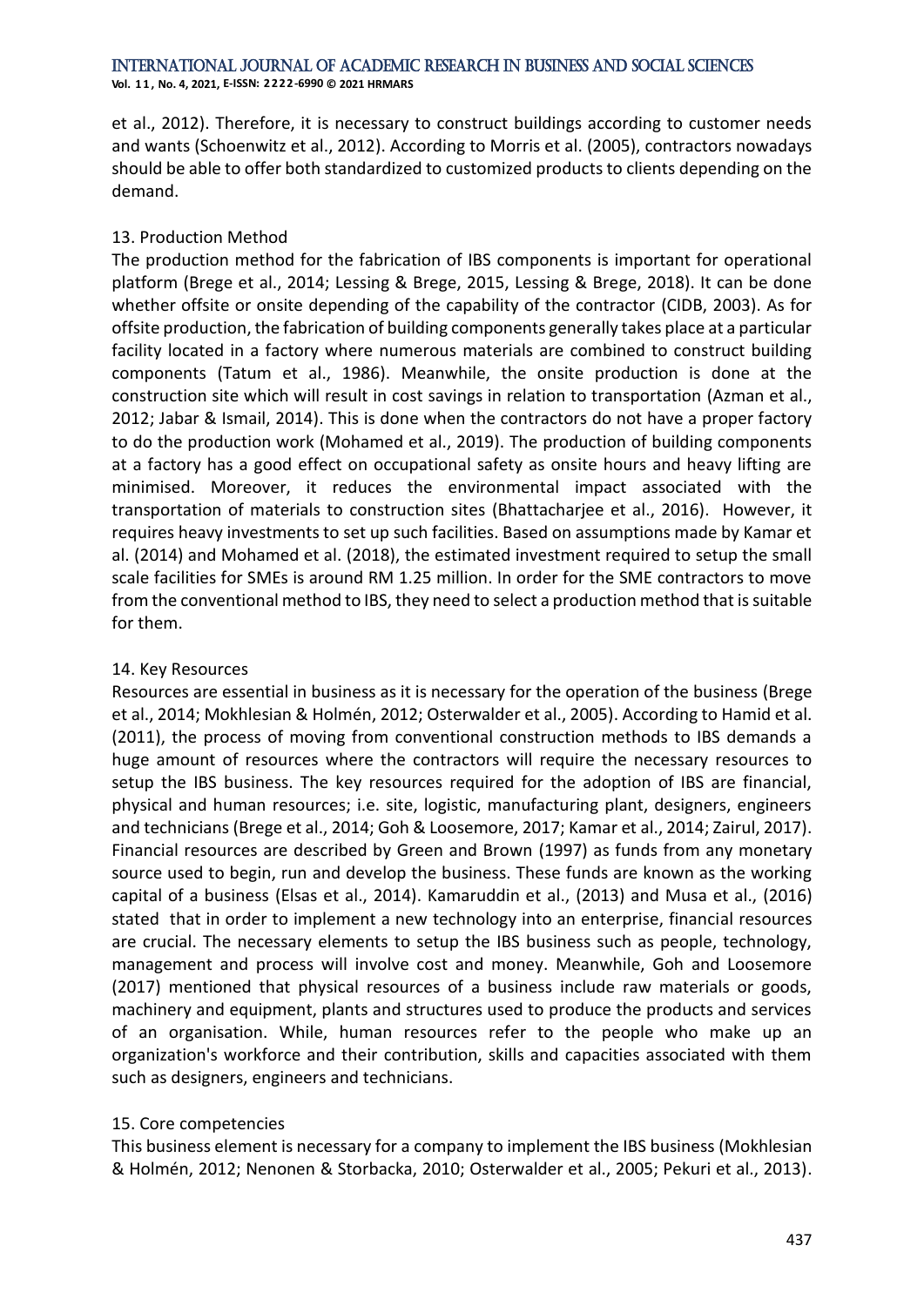et al., 2012). Therefore, it is necessary to construct buildings according to customer needs and wants (Schoenwitz et al., 2012). According to Morris et al. (2005), contractors nowadays should be able to offer both standardized to customized products to clients depending on the demand.

### 13. Production Method

The production method for the fabrication of IBS components is important for operational platform (Brege et al., 2014; Lessing & Brege, 2015, Lessing & Brege, 2018). It can be done whether offsite or onsite depending of the capability of the contractor (CIDB, 2003). As for offsite production, the fabrication of building components generally takes place at a particular facility located in a factory where numerous materials are combined to construct building components (Tatum et al., 1986). Meanwhile, the onsite production is done at the construction site which will result in cost savings in relation to transportation (Azman et al., 2012; Jabar & Ismail, 2014). This is done when the contractors do not have a proper factory to do the production work (Mohamed et al., 2019). The production of building components at a factory has a good effect on occupational safety as onsite hours and heavy lifting are minimised. Moreover, it reduces the environmental impact associated with the transportation of materials to construction sites (Bhattacharjee et al., 2016). However, it requires heavy investments to set up such facilities. Based on assumptions made by Kamar et al. (2014) and Mohamed et al. (2018), the estimated investment required to setup the small scale facilities for SMEs is around RM 1.25 million. In order for the SME contractors to move from the conventional method to IBS, they need to select a production method that is suitable for them.

### 14. Key Resources

Resources are essential in business as it is necessary for the operation of the business (Brege et al., 2014; Mokhlesian & Holmén, 2012; Osterwalder et al., 2005). According to Hamid et al. (2011), the process of moving from conventional construction methods to IBS demands a huge amount of resources where the contractors will require the necessary resources to setup the IBS business. The key resources required for the adoption of IBS are financial, physical and human resources; i.e. site, logistic, manufacturing plant, designers, engineers and technicians (Brege et al., 2014; Goh & Loosemore, 2017; Kamar et al., 2014; Zairul, 2017). Financial resources are described by Green and Brown (1997) as funds from any monetary source used to begin, run and develop the business. These funds are known as the working capital of a business (Elsas et al., 2014). Kamaruddin et al., (2013) and Musa et al., (2016) stated that in order to implement a new technology into an enterprise, financial resources are crucial. The necessary elements to setup the IBS business such as people, technology, management and process will involve cost and money. Meanwhile, Goh and Loosemore (2017) mentioned that physical resources of a business include raw materials or goods, machinery and equipment, plants and structures used to produce the products and services of an organisation. While, human resources refer to the people who make up an organization's workforce and their contribution, skills and capacities associated with them such as designers, engineers and technicians.

### 15. Core competencies

This business element is necessary for a company to implement the IBS business (Mokhlesian & Holmén, 2012; Nenonen & Storbacka, 2010; Osterwalder et al., 2005; Pekuri et al., 2013).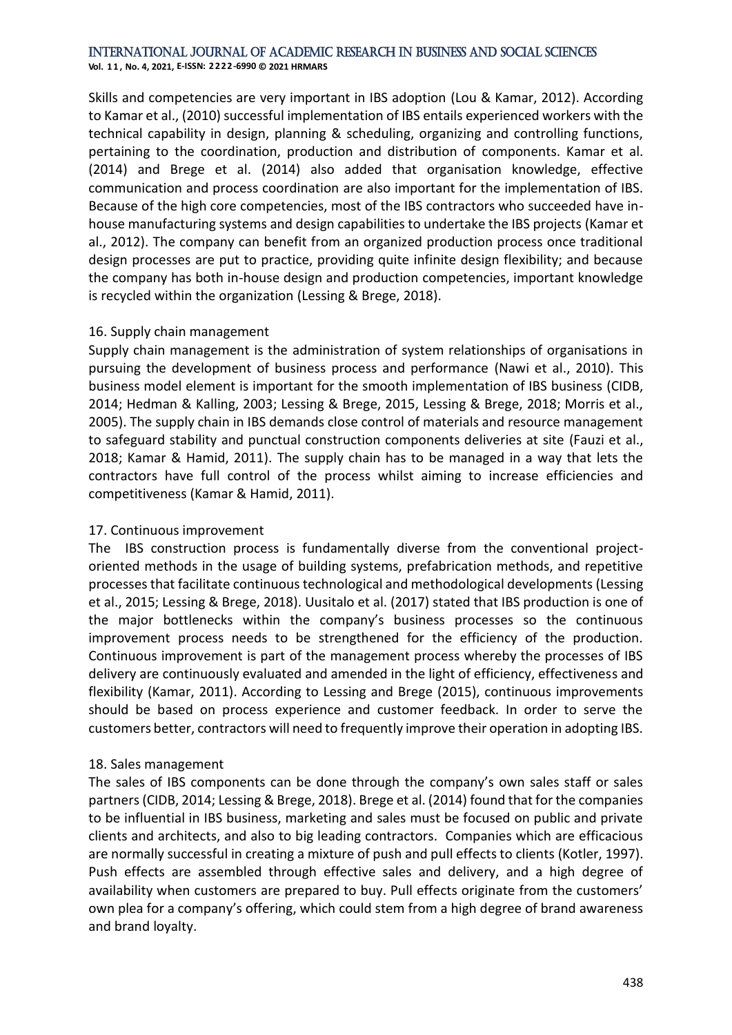Skills and competencies are very important in IBS adoption (Lou & Kamar, 2012). According to Kamar et al., (2010) successful implementation of IBS entails experienced workers with the technical capability in design, planning & scheduling, organizing and controlling functions, pertaining to the coordination, production and distribution of components. Kamar et al. (2014) and Brege et al. (2014) also added that organisation knowledge, effective communication and process coordination are also important for the implementation of IBS. Because of the high core competencies, most of the IBS contractors who succeeded have in-house manufacturing systems and design capabilities to undertake the IBS projects (Kamar et al., 2012). The company can benefit from an organized production process once traditional design processes are put to practice, providing quite infinite design flexibility; and because the company has both in-house design and production competencies, important knowledge is recycled within the organization (Lessing & Brege, 2018).

16. Supply chain management

Supply chain management is the administration of system relationships of organisations in pursuing the development of business process and performance (Nawi et al., 2010). This business model element is important for the smooth implementation of IBS business (CIDB, 2014; Hedman & Kalling, 2003; Lessing & Brege, 2015, Lessing & Brege, 2018; Morris et al., 2005). The supply chain in IBS demands close control of materials and resource management to safeguard stability and punctual construction components deliveries at site (Fauzi et al., 2018; Kamar & Hamid, 2011). The supply chain has to be managed in a way that lets the contractors have full control of the process whilst aiming to increase efficiencies and competitiveness (Kamar & Hamid, 2011).

17. Continuous improvement

The IBS construction process is fundamentally diverse from the conventional project-oriented methods in the usage of building systems, prefabrication methods, and repetitive processes that facilitate continuous technological and methodological developments (Lessing et al., 2015; Lessing & Brege, 2018). Uusitalo et al. (2017) stated that IBS production is one of the major bottlenecks within the company's business processes so the continuous improvement process needs to be strengthened for the efficiency of the production. Continuous improvement is part of the management process whereby the processes of IBS delivery are continuously evaluated and amended in the light of efficiency, effectiveness and flexibility (Kamar, 2011). According to Lessing and Brege (2015), continuous improvements should be based on process experience and customer feedback. In order to serve the customers better, contractors will need to frequently improve their operation in adopting IBS.

18. Sales management

The sales of IBS components can be done through the company's own sales staff or sales partners (CIDB, 2014; Lessing & Brege, 2018). Brege et al. (2014) found that for the companies to be influential in IBS business, marketing and sales must be focused on public and private clients and architects, and also to big leading contractors. Companies which are efficacious are normally successful in creating a mixture of push and pull effects to clients (Kotler, 1997). Push effects are assembled through effective sales and delivery, and a high degree of availability when customers are prepared to buy. Pull effects originate from the customers' own plea for a company's offering, which could stem from a high degree of brand awareness and brand loyalty.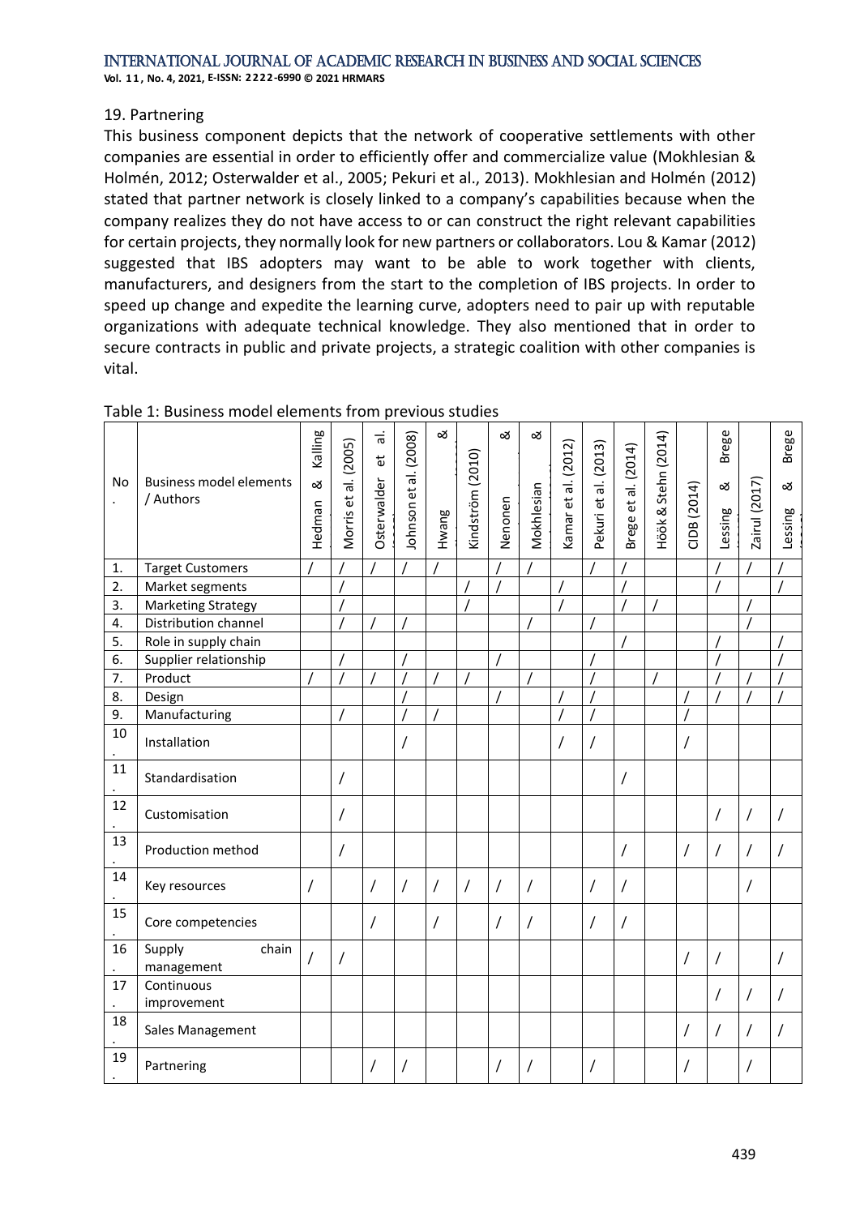19. Partnering

This business component depicts that the network of cooperative settlements with other companies are essential in order to efficiently offer and commercialize value (Mokhlesian & Holmén, 2012; Osterwalder et al., 2005; Pekuri et al., 2013). Mokhlesian and Holmén (2012) stated that partner network is closely linked to a company's capabilities because when the company realizes they do not have access to or can construct the right relevant capabilities for certain projects, they normally look for new partners or collaborators. Lou & Kamar (2012) suggested that IBS adopters may want to be able to work together with clients, manufacturers, and designers from the start to the completion of IBS projects. In order to speed up change and expedite the learning curve, adopters need to pair up with reputable organizations with adequate technical knowledge. They also mentioned that in order to secure contracts in public and private projects, a strategic coalition with other companies is vital.

Table 1: Business model elements from previous studies

| No. | Business model elements / Authors | Hedman & Kalling | Morris et al. (2005) | Osterwalder et al. | Johnson et al. (2008) | Hwang & | Kindström (2010) | Nenonen & | Mokhlesian & | Kamar et al. (2012) | Pekuri et al. (2013) | Brege et al. (2014) | Höök & Stehn (2014) | CIDB (2014) | Lessing & Brege | Zairul (2017) | Lessing & Brege |
|---|---|---|---|---|---|---|---|---|---|---|---|---|---|---|---|---|---|
| 1. | Target Customers | / | / | / | / | / | | / | / | | / | / | | | / | / | / |
| 2. | Market segments | | / | | | | / | / | | / | | / | | | / | | / |
| 3. | Marketing Strategy | | / | | | | / | | | / | | / | / | | | / | |
| 4. | Distribution channel | | / | / | / | | | | / | | / | | | | | / | |
| 5. | Role in supply chain | | | | | | | | | | | / | | | / | | / |
| 6. | Supplier relationship | | / | | / | | | / | | | / | | | | / | | / |
| 7. | Product | / | / | / | / | / | / | | / | | / | | / | | / | / | / |
| 8. | Design | | | | / | | | / | | / | / | | | / | / | / | / |
| 9. | Manufacturing | | / | | / | / | | | | / | / | | | / | | | |
| 10. | Installation | | | | / | | | | | / | / | | | / | | | |
| 11. | Standardisation | | / | | | | | | | | | / | | | | | |
| 12. | Customisation | | / | | | | | | | | | | | | / | / | / |
| 13. | Production method | | / | | | | | | | | | / | | / | / | / | / |
| 14. | Key resources | / | | / | / | / | / | / | / | | / | / | | | | / | |
| 15. | Core competencies | | | / | | / | | / | / | | / | / | | | | | |
| 16. | Supply chain management | / | / | | | | | | | | | | | / | / | | / |
| 17. | Continuous improvement | | | | | | | | | | | | | | / | / | / |
| 18. | Sales Management | | | | | | | | | | | | | / | / | / | / |
| 19. | Partnering | | | / | / | | | / | / | | / | | | / | | / | |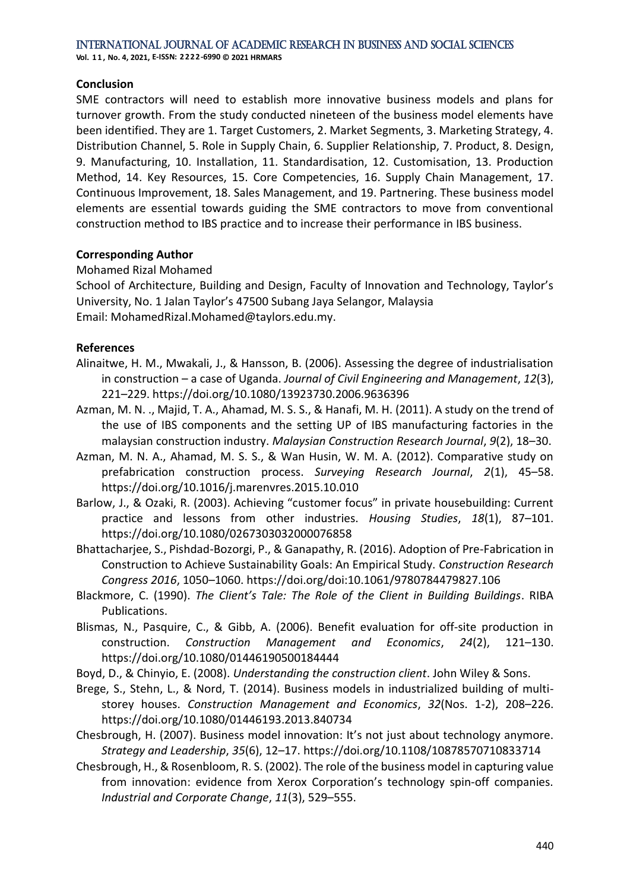## Conclusion

SME contractors will need to establish more innovative business models and plans for turnover growth. From the study conducted nineteen of the business model elements have been identified. They are 1. Target Customers, 2. Market Segments, 3. Marketing Strategy, 4. Distribution Channel, 5. Role in Supply Chain, 6. Supplier Relationship, 7. Product, 8. Design, 9. Manufacturing, 10. Installation, 11. Standardisation, 12. Customisation, 13. Production Method, 14. Key Resources, 15. Core Competencies, 16. Supply Chain Management, 17. Continuous Improvement, 18. Sales Management, and 19. Partnering. These business model elements are essential towards guiding the SME contractors to move from conventional construction method to IBS practice and to increase their performance in IBS business.

## Corresponding Author

Mohamed Rizal Mohamed

School of Architecture, Building and Design, Faculty of Innovation and Technology, Taylor's University, No. 1 Jalan Taylor's 47500 Subang Jaya Selangor, Malaysia

Email: MohamedRizal.Mohamed@taylors.edu.my.

## References

Alinaitwe, H. M., Mwakali, J., & Hansson, B. (2006). Assessing the degree of industrialisation in construction – a case of Uganda. *Journal of Civil Engineering and Management*, *12*(3), 221–229. https://doi.org/10.1080/13923730.2006.9636396

Azman, M. N. ., Majid, T. A., Ahamad, M. S. S., & Hanafi, M. H. (2011). A study on the trend of the use of IBS components and the setting UP of IBS manufacturing factories in the malaysian construction industry. *Malaysian Construction Research Journal*, *9*(2), 18–30.

Azman, M. N. A., Ahamad, M. S. S., & Wan Husin, W. M. A. (2012). Comparative study on prefabrication construction process. *Surveying Research Journal*, *2*(1), 45–58. https://doi.org/10.1016/j.marenvres.2015.10.010

Barlow, J., & Ozaki, R. (2003). Achieving "customer focus" in private housebuilding: Current practice and lessons from other industries. *Housing Studies*, *18*(1), 87–101. https://doi.org/10.1080/0267303032000076858

Bhattacharjee, S., Pishdad-Bozorgi, P., & Ganapathy, R. (2016). Adoption of Pre-Fabrication in Construction to Achieve Sustainability Goals: An Empirical Study. *Construction Research Congress 2016*, 1050–1060. https://doi.org/doi:10.1061/9780784479827.106

Blackmore, C. (1990). *The Client's Tale: The Role of the Client in Building Buildings*. RIBA Publications.

Blismas, N., Pasquire, C., & Gibb, A. (2006). Benefit evaluation for off-site production in construction. *Construction Management and Economics*, *24*(2), 121–130. https://doi.org/10.1080/01446190500184444

Boyd, D., & Chinyio, E. (2008). *Understanding the construction client*. John Wiley & Sons.

Brege, S., Stehn, L., & Nord, T. (2014). Business models in industrialized building of multi-storey houses. *Construction Management and Economics*, *32*(Nos. 1-2), 208–226. https://doi.org/10.1080/01446193.2013.840734

Chesbrough, H. (2007). Business model innovation: It's not just about technology anymore. *Strategy and Leadership*, *35*(6), 12–17. https://doi.org/10.1108/10878570710833714

Chesbrough, H., & Rosenbloom, R. S. (2002). The role of the business model in capturing value from innovation: evidence from Xerox Corporation's technology spin-off companies. *Industrial and Corporate Change*, *11*(3), 529–555.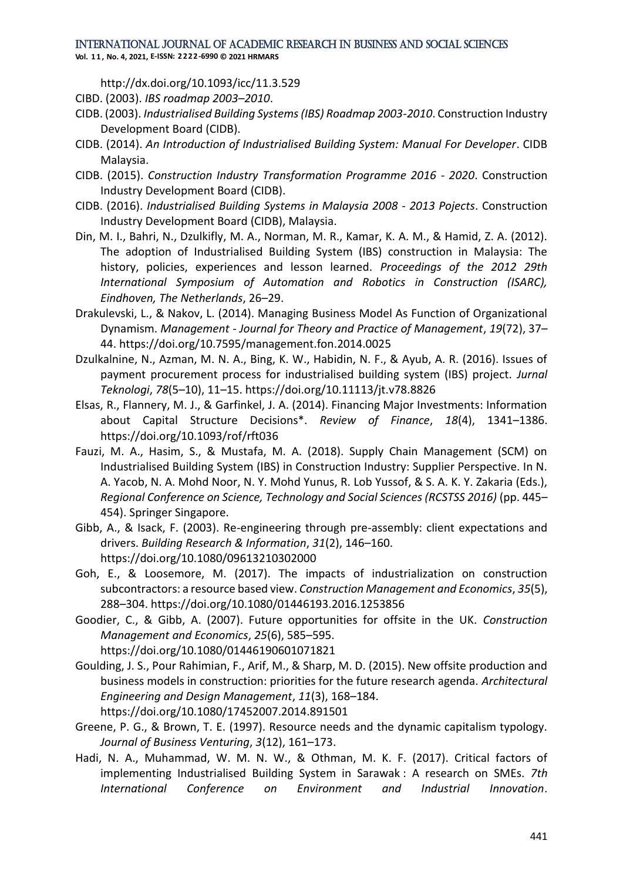http://dx.doi.org/10.1093/icc/11.3.529

CIBD. (2003). *IBS roadmap 2003–2010*.

CIDB. (2003). *Industrialised Building Systems (IBS) Roadmap 2003-2010*. Construction Industry Development Board (CIDB).

CIDB. (2014). *An Introduction of Industrialised Building System: Manual For Developer*. CIDB Malaysia.

CIDB. (2015). *Construction Industry Transformation Programme 2016 - 2020*. Construction Industry Development Board (CIDB).

CIDB. (2016). *Industrialised Building Systems in Malaysia 2008 - 2013 Pojects*. Construction Industry Development Board (CIDB), Malaysia.

Din, M. I., Bahri, N., Dzulkifly, M. A., Norman, M. R., Kamar, K. A. M., & Hamid, Z. A. (2012). The adoption of Industrialised Building System (IBS) construction in Malaysia: The history, policies, experiences and lesson learned. *Proceedings of the 2012 29th International Symposium of Automation and Robotics in Construction (ISARC), Eindhoven, The Netherlands*, 26–29.

Drakulevski, L., & Nakov, L. (2014). Managing Business Model As Function of Organizational Dynamism. *Management - Journal for Theory and Practice of Management*, *19*(72), 37–44. https://doi.org/10.7595/management.fon.2014.0025

Dzulkalnine, N., Azman, M. N. A., Bing, K. W., Habidin, N. F., & Ayub, A. R. (2016). Issues of payment procurement process for industrialised building system (IBS) project. *Jurnal Teknologi*, *78*(5–10), 11–15. https://doi.org/10.11113/jt.v78.8826

Elsas, R., Flannery, M. J., & Garfinkel, J. A. (2014). Financing Major Investments: Information about Capital Structure Decisions*. *Review of Finance*, *18*(4), 1341–1386. https://doi.org/10.1093/rof/rft036

Fauzi, M. A., Hasim, S., & Mustafa, M. A. (2018). Supply Chain Management (SCM) on Industrialised Building System (IBS) in Construction Industry: Supplier Perspective. In N. A. Yacob, N. A. Mohd Noor, N. Y. Mohd Yunus, R. Lob Yussof, & S. A. K. Y. Zakaria (Eds.), *Regional Conference on Science, Technology and Social Sciences (RCSTSS 2016)* (pp. 445–454). Springer Singapore.

Gibb, A., & Isack, F. (2003). Re-engineering through pre-assembly: client expectations and drivers. *Building Research & Information*, *31*(2), 146–160. https://doi.org/10.1080/09613210302000

Goh, E., & Loosemore, M. (2017). The impacts of industrialization on construction subcontractors: a resource based view. *Construction Management and Economics*, *35*(5), 288–304. https://doi.org/10.1080/01446193.2016.1253856

Goodier, C., & Gibb, A. (2007). Future opportunities for offsite in the UK. *Construction Management and Economics*, *25*(6), 585–595. https://doi.org/10.1080/01446190601071821

Goulding, J. S., Pour Rahimian, F., Arif, M., & Sharp, M. D. (2015). New offsite production and business models in construction: priorities for the future research agenda. *Architectural Engineering and Design Management*, *11*(3), 168–184. https://doi.org/10.1080/17452007.2014.891501

Greene, P. G., & Brown, T. E. (1997). Resource needs and the dynamic capitalism typology. *Journal of Business Venturing*, *3*(12), 161–173.

Hadi, N. A., Muhammad, W. M. N. W., & Othman, M. K. F. (2017). Critical factors of implementing Industrialised Building System in Sarawak : A research on SMEs. *7th International Conference on Environment and Industrial Innovation*.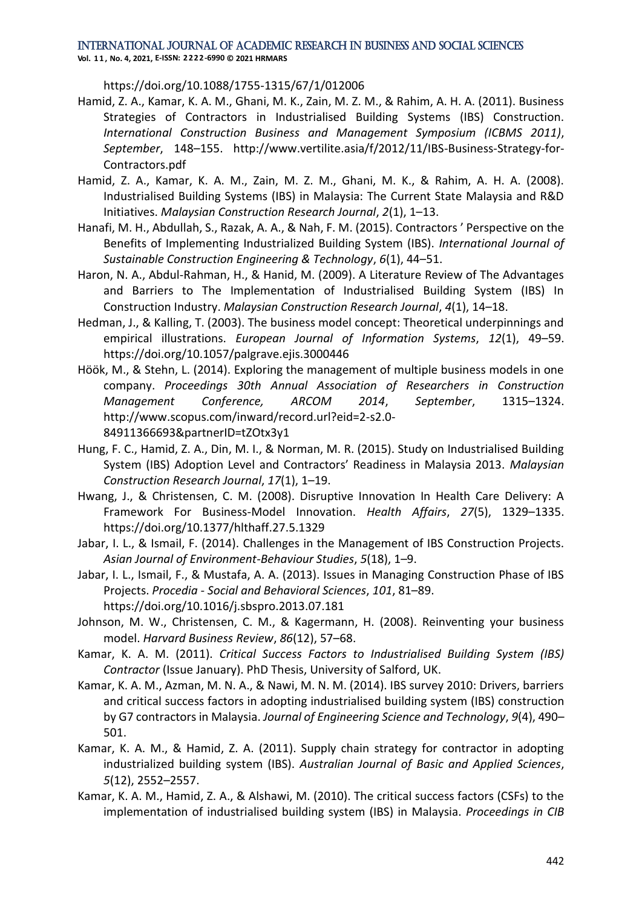https://doi.org/10.1088/1755-1315/67/1/012006

Hamid, Z. A., Kamar, K. A. M., Ghani, M. K., Zain, M. Z. M., & Rahim, A. H. A. (2011). Business Strategies of Contractors in Industrialised Building Systems (IBS) Construction. *International Construction Business and Management Symposium (ICBMS 2011)*, *September*, 148–155. http://www.vertilite.asia/f/2012/11/IBS-Business-Strategy-for-Contractors.pdf

Hamid, Z. A., Kamar, K. A. M., Zain, M. Z. M., Ghani, M. K., & Rahim, A. H. A. (2008). Industrialised Building Systems (IBS) in Malaysia: The Current State Malaysia and R&D Initiatives. *Malaysian Construction Research Journal*, *2*(1), 1–13.

Hanafi, M. H., Abdullah, S., Razak, A. A., & Nah, F. M. (2015). Contractors ' Perspective on the Benefits of Implementing Industrialized Building System (IBS). *International Journal of Sustainable Construction Engineering & Technology*, *6*(1), 44–51.

Haron, N. A., Abdul-Rahman, H., & Hanid, M. (2009). A Literature Review of The Advantages and Barriers to The Implementation of Industrialised Building System (IBS) In Construction Industry. *Malaysian Construction Research Journal*, *4*(1), 14–18.

Hedman, J., & Kalling, T. (2003). The business model concept: Theoretical underpinnings and empirical illustrations. *European Journal of Information Systems*, *12*(1), 49–59. https://doi.org/10.1057/palgrave.ejis.3000446

Höök, M., & Stehn, L. (2014). Exploring the management of multiple business models in one company. *Proceedings 30th Annual Association of Researchers in Construction Management Conference, ARCOM 2014*, *September*, 1315–1324. http://www.scopus.com/inward/record.url?eid=2-s2.0-84911366693&partnerID=tZOtx3y1

Hung, F. C., Hamid, Z. A., Din, M. I., & Norman, M. R. (2015). Study on Industrialised Building System (IBS) Adoption Level and Contractors' Readiness in Malaysia 2013. *Malaysian Construction Research Journal*, *17*(1), 1–19.

Hwang, J., & Christensen, C. M. (2008). Disruptive Innovation In Health Care Delivery: A Framework For Business-Model Innovation. *Health Affairs*, *27*(5), 1329–1335. https://doi.org/10.1377/hlthaff.27.5.1329

Jabar, I. L., & Ismail, F. (2014). Challenges in the Management of IBS Construction Projects. *Asian Journal of Environment-Behaviour Studies*, *5*(18), 1–9.

Jabar, I. L., Ismail, F., & Mustafa, A. A. (2013). Issues in Managing Construction Phase of IBS Projects. *Procedia - Social and Behavioral Sciences*, *101*, 81–89. https://doi.org/10.1016/j.sbspro.2013.07.181

Johnson, M. W., Christensen, C. M., & Kagermann, H. (2008). Reinventing your business model. *Harvard Business Review*, *86*(12), 57–68.

Kamar, K. A. M. (2011). *Critical Success Factors to Industrialised Building System (IBS) Contractor* (Issue January). PhD Thesis, University of Salford, UK.

Kamar, K. A. M., Azman, M. N. A., & Nawi, M. N. M. (2014). IBS survey 2010: Drivers, barriers and critical success factors in adopting industrialised building system (IBS) construction by G7 contractors in Malaysia. *Journal of Engineering Science and Technology*, *9*(4), 490–501.

Kamar, K. A. M., & Hamid, Z. A. (2011). Supply chain strategy for contractor in adopting industrialized building system (IBS). *Australian Journal of Basic and Applied Sciences*, *5*(12), 2552–2557.

Kamar, K. A. M., Hamid, Z. A., & Alshawi, M. (2010). The critical success factors (CSFs) to the implementation of industrialised building system (IBS) in Malaysia. *Proceedings in CIB*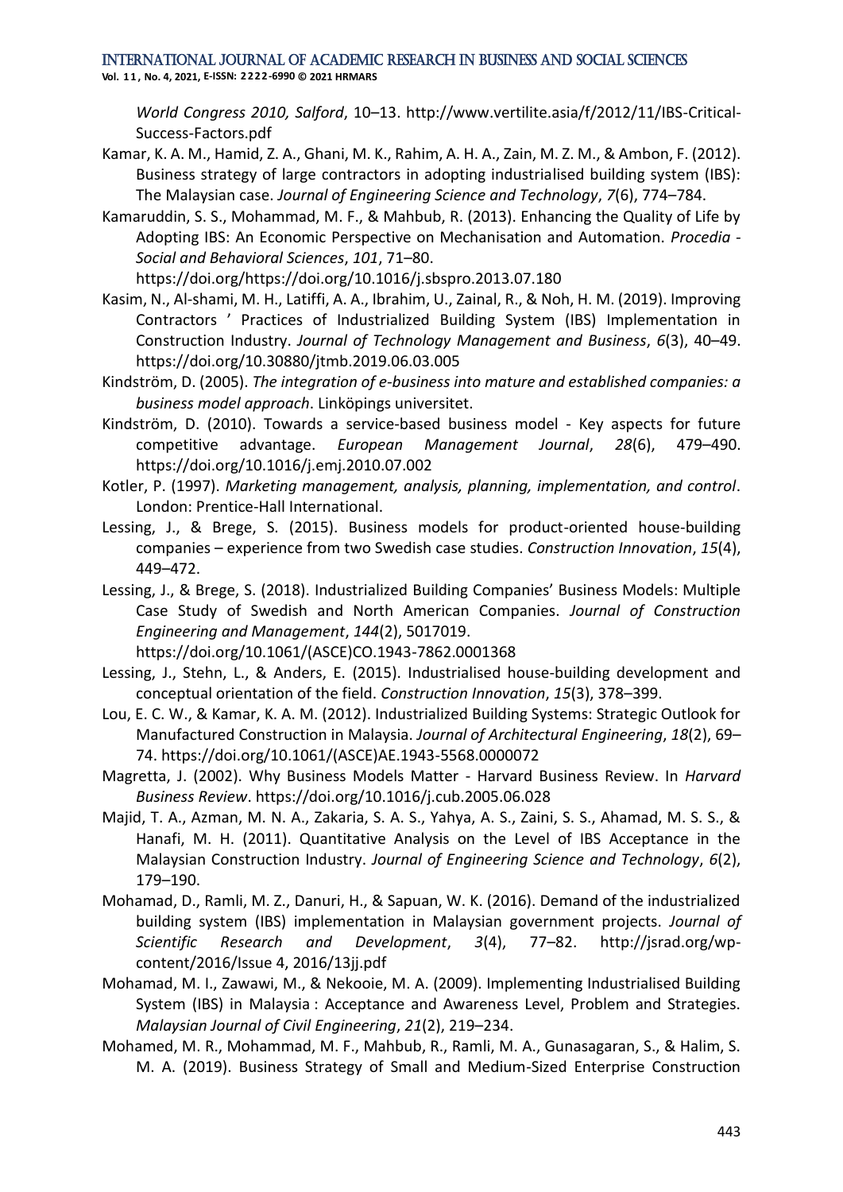*World Congress 2010, Salford*, 10–13. http://www.vertilite.asia/f/2012/11/IBS-Critical-Success-Factors.pdf

Kamar, K. A. M., Hamid, Z. A., Ghani, M. K., Rahim, A. H. A., Zain, M. Z. M., & Ambon, F. (2012). Business strategy of large contractors in adopting industrialised building system (IBS): The Malaysian case. *Journal of Engineering Science and Technology*, *7*(6), 774–784.

Kamaruddin, S. S., Mohammad, M. F., & Mahbub, R. (2013). Enhancing the Quality of Life by Adopting IBS: An Economic Perspective on Mechanisation and Automation. *Procedia - Social and Behavioral Sciences*, *101*, 71–80. https://doi.org/https://doi.org/10.1016/j.sbspro.2013.07.180

Kasim, N., Al-shami, M. H., Latiffi, A. A., Ibrahim, U., Zainal, R., & Noh, H. M. (2019). Improving Contractors ' Practices of Industrialized Building System (IBS) Implementation in Construction Industry. *Journal of Technology Management and Business*, *6*(3), 40–49. https://doi.org/10.30880/jtmb.2019.06.03.005

Kindström, D. (2005). *The integration of e-business into mature and established companies: a business model approach*. Linköpings universitet.

Kindström, D. (2010). Towards a service-based business model - Key aspects for future competitive advantage. *European Management Journal*, *28*(6), 479–490. https://doi.org/10.1016/j.emj.2010.07.002

Kotler, P. (1997). *Marketing management, analysis, planning, implementation, and control*. London: Prentice-Hall International.

Lessing, J., & Brege, S. (2015). Business models for product-oriented house-building companies – experience from two Swedish case studies. *Construction Innovation*, *15*(4), 449–472.

Lessing, J., & Brege, S. (2018). Industrialized Building Companies' Business Models: Multiple Case Study of Swedish and North American Companies. *Journal of Construction Engineering and Management*, *144*(2), 5017019. https://doi.org/10.1061/(ASCE)CO.1943-7862.0001368

Lessing, J., Stehn, L., & Anders, E. (2015). Industrialised house-building development and conceptual orientation of the field. *Construction Innovation*, *15*(3), 378–399.

Lou, E. C. W., & Kamar, K. A. M. (2012). Industrialized Building Systems: Strategic Outlook for Manufactured Construction in Malaysia. *Journal of Architectural Engineering*, *18*(2), 69–74. https://doi.org/10.1061/(ASCE)AE.1943-5568.0000072

Magretta, J. (2002). Why Business Models Matter - Harvard Business Review. In *Harvard Business Review*. https://doi.org/10.1016/j.cub.2005.06.028

Majid, T. A., Azman, M. N. A., Zakaria, S. A. S., Yahya, A. S., Zaini, S. S., Ahamad, M. S. S., & Hanafi, M. H. (2011). Quantitative Analysis on the Level of IBS Acceptance in the Malaysian Construction Industry. *Journal of Engineering Science and Technology*, *6*(2), 179–190.

Mohamad, D., Ramli, M. Z., Danuri, H., & Sapuan, W. K. (2016). Demand of the industrialized building system (IBS) implementation in Malaysian government projects. *Journal of Scientific Research and Development*, *3*(4), 77–82. http://jsrad.org/wp-content/2016/Issue 4, 2016/13jj.pdf

Mohamad, M. I., Zawawi, M., & Nekooie, M. A. (2009). Implementing Industrialised Building System (IBS) in Malaysia : Acceptance and Awareness Level, Problem and Strategies. *Malaysian Journal of Civil Engineering*, *21*(2), 219–234.

Mohamed, M. R., Mohammad, M. F., Mahbub, R., Ramli, M. A., Gunasagaran, S., & Halim, S. M. A. (2019). Business Strategy of Small and Medium-Sized Enterprise Construction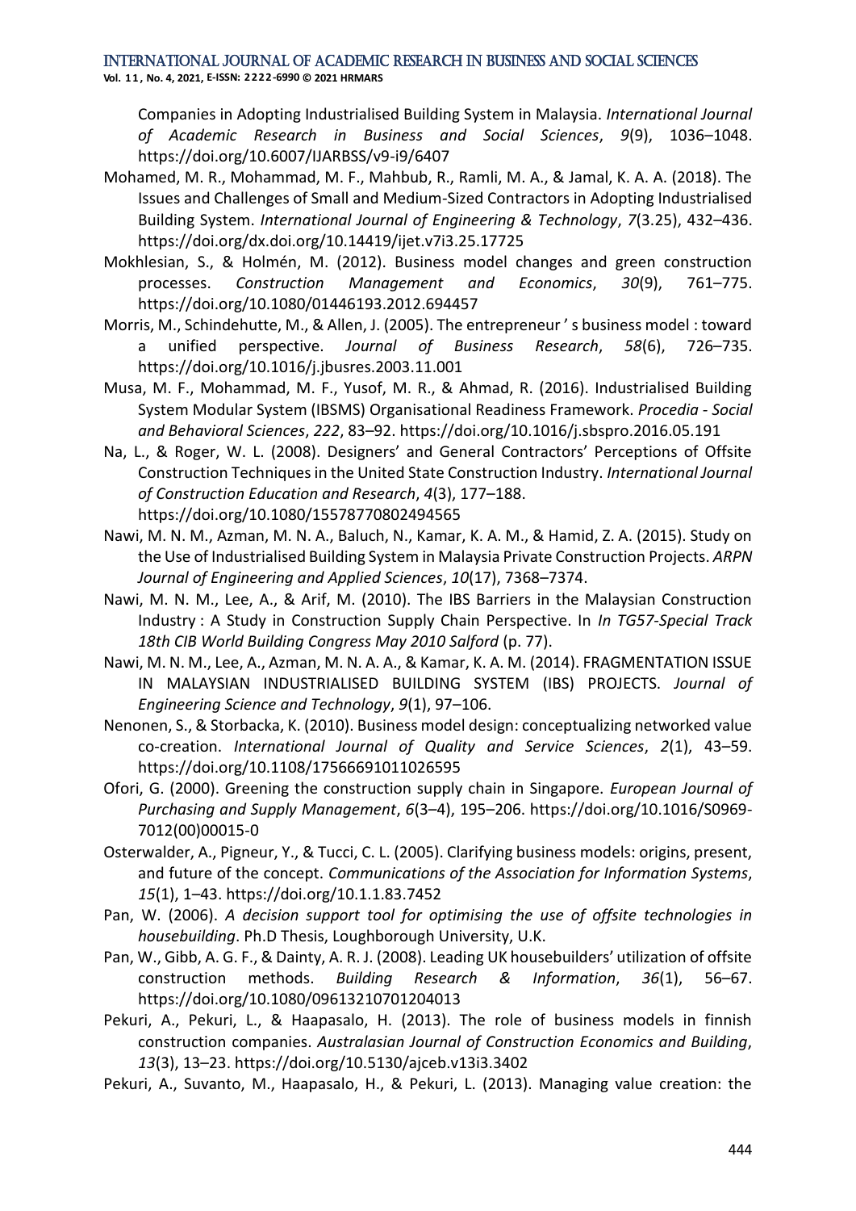Companies in Adopting Industrialised Building System in Malaysia. *International Journal of Academic Research in Business and Social Sciences*, *9*(9), 1036–1048. https://doi.org/10.6007/IJARBSS/v9-i9/6407

Mohamed, M. R., Mohammad, M. F., Mahbub, R., Ramli, M. A., & Jamal, K. A. A. (2018). The Issues and Challenges of Small and Medium-Sized Contractors in Adopting Industrialised Building System. *International Journal of Engineering & Technology*, *7*(3.25), 432–436. https://doi.org/dx.doi.org/10.14419/ijet.v7i3.25.17725

Mokhlesian, S., & Holmén, M. (2012). Business model changes and green construction processes. *Construction Management and Economics*, *30*(9), 761–775. https://doi.org/10.1080/01446193.2012.694457

Morris, M., Schindehutte, M., & Allen, J. (2005). The entrepreneur ' s business model : toward a unified perspective. *Journal of Business Research*, *58*(6), 726–735. https://doi.org/10.1016/j.jbusres.2003.11.001

Musa, M. F., Mohammad, M. F., Yusof, M. R., & Ahmad, R. (2016). Industrialised Building System Modular System (IBSMS) Organisational Readiness Framework. *Procedia - Social and Behavioral Sciences*, *222*, 83–92. https://doi.org/10.1016/j.sbspro.2016.05.191

Na, L., & Roger, W. L. (2008). Designers' and General Contractors' Perceptions of Offsite Construction Techniques in the United State Construction Industry. *International Journal of Construction Education and Research*, *4*(3), 177–188. https://doi.org/10.1080/15578770802494565

Nawi, M. N. M., Azman, M. N. A., Baluch, N., Kamar, K. A. M., & Hamid, Z. A. (2015). Study on the Use of Industrialised Building System in Malaysia Private Construction Projects. *ARPN Journal of Engineering and Applied Sciences*, *10*(17), 7368–7374.

Nawi, M. N. M., Lee, A., & Arif, M. (2010). The IBS Barriers in the Malaysian Construction Industry : A Study in Construction Supply Chain Perspective. In *In TG57-Special Track 18th CIB World Building Congress May 2010 Salford* (p. 77).

Nawi, M. N. M., Lee, A., Azman, M. N. A. A., & Kamar, K. A. M. (2014). FRAGMENTATION ISSUE IN MALAYSIAN INDUSTRIALISED BUILDING SYSTEM (IBS) PROJECTS. *Journal of Engineering Science and Technology*, *9*(1), 97–106.

Nenonen, S., & Storbacka, K. (2010). Business model design: conceptualizing networked value co-creation. *International Journal of Quality and Service Sciences*, *2*(1), 43–59. https://doi.org/10.1108/17566691011026595

Ofori, G. (2000). Greening the construction supply chain in Singapore. *European Journal of Purchasing and Supply Management*, *6*(3–4), 195–206. https://doi.org/10.1016/S0969-7012(00)00015-0

Osterwalder, A., Pigneur, Y., & Tucci, C. L. (2005). Clarifying business models: origins, present, and future of the concept. *Communications of the Association for Information Systems*, *15*(1), 1–43. https://doi.org/10.1.1.83.7452

Pan, W. (2006). *A decision support tool for optimising the use of offsite technologies in housebuilding*. Ph.D Thesis, Loughborough University, U.K.

Pan, W., Gibb, A. G. F., & Dainty, A. R. J. (2008). Leading UK housebuilders' utilization of offsite construction methods. *Building Research & Information*, *36*(1), 56–67. https://doi.org/10.1080/09613210701204013

Pekuri, A., Pekuri, L., & Haapasalo, H. (2013). The role of business models in finnish construction companies. *Australasian Journal of Construction Economics and Building*, *13*(3), 13–23. https://doi.org/10.5130/ajceb.v13i3.3402

Pekuri, A., Suvanto, M., Haapasalo, H., & Pekuri, L. (2013). Managing value creation: the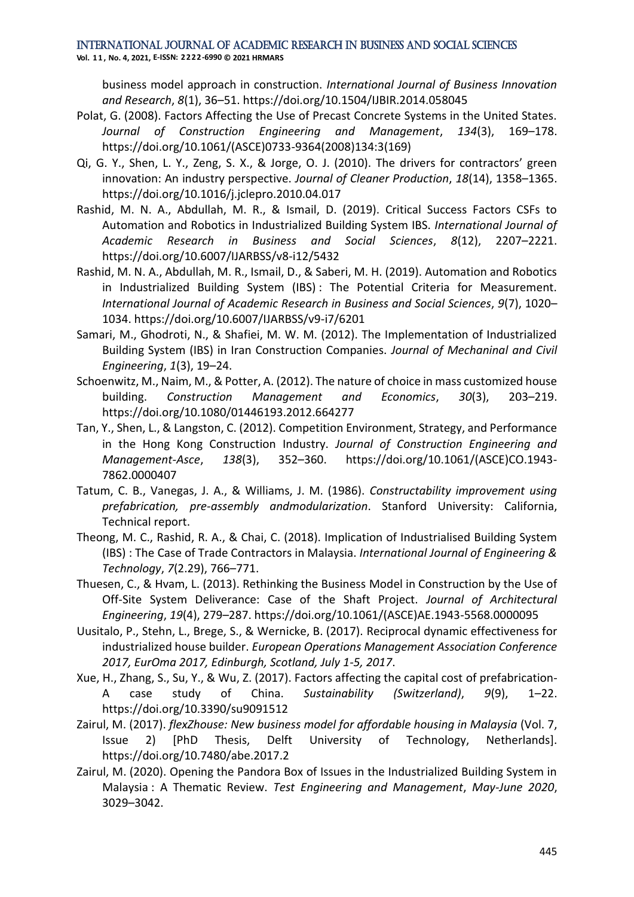business model approach in construction. *International Journal of Business Innovation and Research*, *8*(1), 36–51. https://doi.org/10.1504/IJBIR.2014.058045

Polat, G. (2008). Factors Affecting the Use of Precast Concrete Systems in the United States. *Journal of Construction Engineering and Management*, *134*(3), 169–178. https://doi.org/10.1061/(ASCE)0733-9364(2008)134:3(169)

Qi, G. Y., Shen, L. Y., Zeng, S. X., & Jorge, O. J. (2010). The drivers for contractors' green innovation: An industry perspective. *Journal of Cleaner Production*, *18*(14), 1358–1365. https://doi.org/10.1016/j.jclepro.2010.04.017

Rashid, M. N. A., Abdullah, M. R., & Ismail, D. (2019). Critical Success Factors CSFs to Automation and Robotics in Industrialized Building System IBS. *International Journal of Academic Research in Business and Social Sciences*, *8*(12), 2207–2221. https://doi.org/10.6007/IJARBSS/v8-i12/5432

Rashid, M. N. A., Abdullah, M. R., Ismail, D., & Saberi, M. H. (2019). Automation and Robotics in Industrialized Building System (IBS) : The Potential Criteria for Measurement. *International Journal of Academic Research in Business and Social Sciences*, *9*(7), 1020–1034. https://doi.org/10.6007/IJARBSS/v9-i7/6201

Samari, M., Ghodroti, N., & Shafiei, M. W. M. (2012). The Implementation of Industrialized Building System (IBS) in Iran Construction Companies. *Journal of Mechaninal and Civil Engineering*, *1*(3), 19–24.

Schoenwitz, M., Naim, M., & Potter, A. (2012). The nature of choice in mass customized house building. *Construction Management and Economics*, *30*(3), 203–219. https://doi.org/10.1080/01446193.2012.664277

Tan, Y., Shen, L., & Langston, C. (2012). Competition Environment, Strategy, and Performance in the Hong Kong Construction Industry. *Journal of Construction Engineering and Management-Asce*, *138*(3), 352–360. https://doi.org/10.1061/(ASCE)CO.1943-7862.0000407

Tatum, C. B., Vanegas, J. A., & Williams, J. M. (1986). *Constructability improvement using prefabrication, pre-assembly andmodularization*. Stanford University: California, Technical report.

Theong, M. C., Rashid, R. A., & Chai, C. (2018). Implication of Industrialised Building System (IBS) : The Case of Trade Contractors in Malaysia. *International Journal of Engineering & Technology*, *7*(2.29), 766–771.

Thuesen, C., & Hvam, L. (2013). Rethinking the Business Model in Construction by the Use of Off-Site System Deliverance: Case of the Shaft Project. *Journal of Architectural Engineering*, *19*(4), 279–287. https://doi.org/10.1061/(ASCE)AE.1943-5568.0000095

Uusitalo, P., Stehn, L., Brege, S., & Wernicke, B. (2017). Reciprocal dynamic effectiveness for industrialized house builder. *European Operations Management Association Conference 2017, EurOma 2017, Edinburgh, Scotland, July 1-5, 2017*.

Xue, H., Zhang, S., Su, Y., & Wu, Z. (2017). Factors affecting the capital cost of prefabrication- A case study of China. *Sustainability (Switzerland)*, *9*(9), 1–22. https://doi.org/10.3390/su9091512

Zairul, M. (2017). *flexZhouse: New business model for affordable housing in Malaysia* (Vol. 7, Issue 2) [PhD Thesis, Delft University of Technology, Netherlands]. https://doi.org/10.7480/abe.2017.2

Zairul, M. (2020). Opening the Pandora Box of Issues in the Industrialized Building System in Malaysia : A Thematic Review. *Test Engineering and Management*, *May-June 2020*, 3029–3042.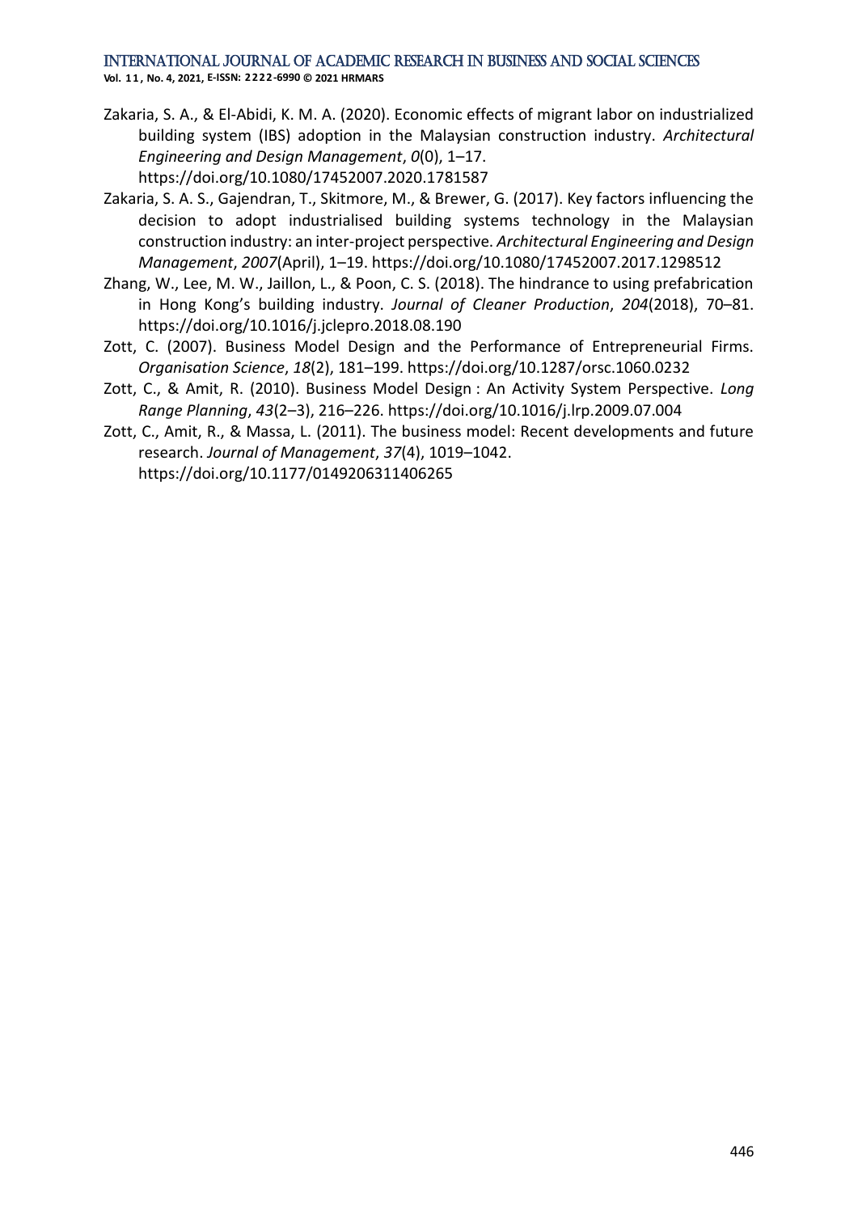Zakaria, S. A., & El-Abidi, K. M. A. (2020). Economic effects of migrant labor on industrialized building system (IBS) adoption in the Malaysian construction industry. *Architectural Engineering and Design Management*, *0*(0), 1–17. https://doi.org/10.1080/17452007.2020.1781587

Zakaria, S. A. S., Gajendran, T., Skitmore, M., & Brewer, G. (2017). Key factors influencing the decision to adopt industrialised building systems technology in the Malaysian construction industry: an inter-project perspective. *Architectural Engineering and Design Management*, *2007*(April), 1–19. https://doi.org/10.1080/17452007.2017.1298512

Zhang, W., Lee, M. W., Jaillon, L., & Poon, C. S. (2018). The hindrance to using prefabrication in Hong Kong's building industry. *Journal of Cleaner Production*, *204*(2018), 70–81. https://doi.org/10.1016/j.jclepro.2018.08.190

Zott, C. (2007). Business Model Design and the Performance of Entrepreneurial Firms. *Organisation Science*, *18*(2), 181–199. https://doi.org/10.1287/orsc.1060.0232

Zott, C., & Amit, R. (2010). Business Model Design : An Activity System Perspective. *Long Range Planning*, *43*(2–3), 216–226. https://doi.org/10.1016/j.lrp.2009.07.004

Zott, C., Amit, R., & Massa, L. (2011). The business model: Recent developments and future research. *Journal of Management*, *37*(4), 1019–1042. https://doi.org/10.1177/0149206311406265